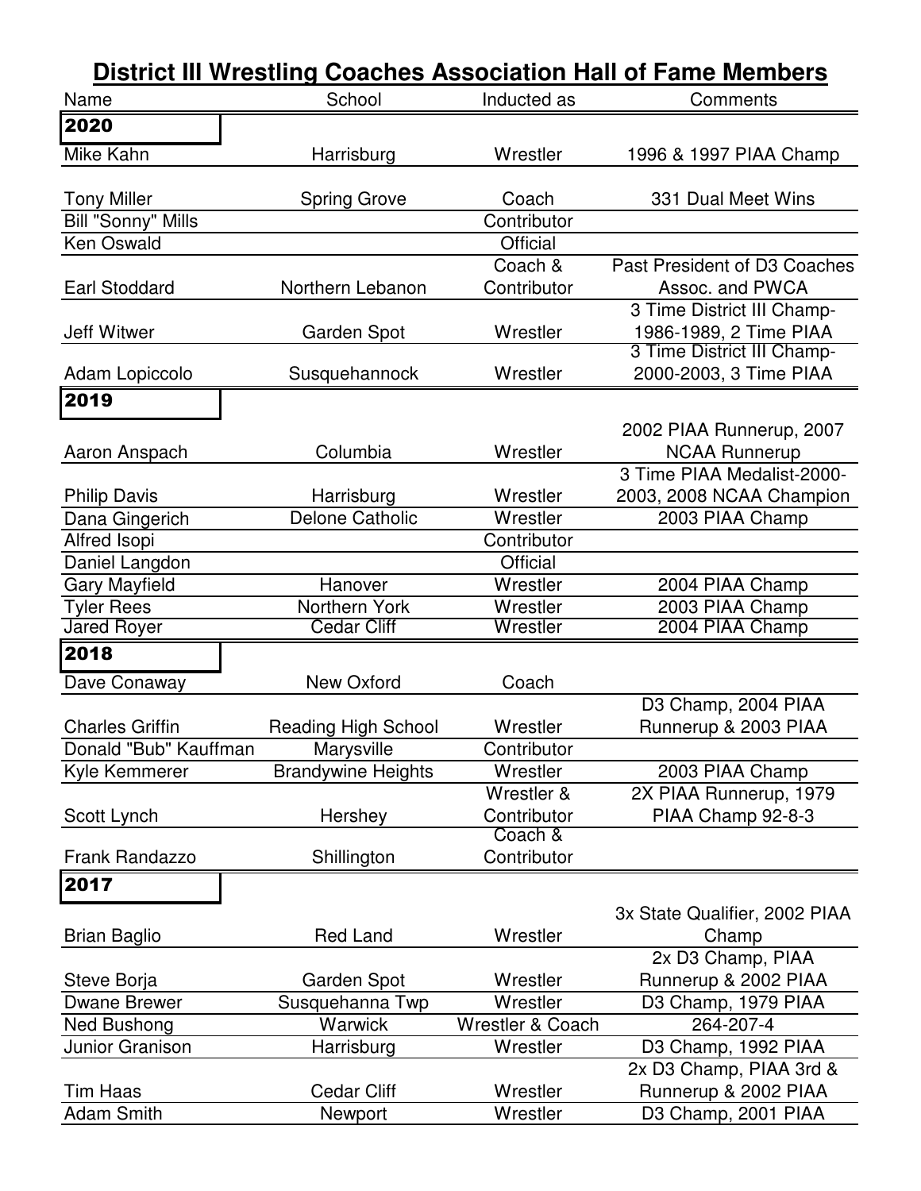# District III Wrestling Coaches Association Hall of Fame Members

| Name | School | Inducted as | Comments |
|---|---|---|---|
| **2020** | | | |
| Mike Kahn | Harrisburg | Wrestler | 1996 & 1997 PIAA Champ |
| Tony Miller | Spring Grove | Coach | 331 Dual Meet Wins |
| Bill "Sonny" Mills | | Contributor | |
| Ken Oswald | | Official | |
| Earl Stoddard | Northern Lebanon | Coach & Contributor | Past President of D3 Coaches Assoc. and PWCA |
| Jeff Witwer | Garden Spot | Wrestler | 3 Time District III Champ-1986-1989, 2 Time PIAA |
| Adam Lopiccolo | Susquehannock | Wrestler | 3 Time District III Champ-2000-2003, 3 Time PIAA |
| **2019** | | | |
| Aaron Anspach | Columbia | Wrestler | 2002 PIAA Runnerup, 2007 NCAA Runnerup |
| Philip Davis | Harrisburg | Wrestler | 3 Time PIAA Medalist-2000-2003, 2008 NCAA Champion |
| Dana Gingerich | Delone Catholic | Wrestler | 2003 PIAA Champ |
| Alfred Isopi | | Contributor | |
| Daniel Langdon | | Official | |
| Gary Mayfield | Hanover | Wrestler | 2004 PIAA Champ |
| Tyler Rees | Northern York | Wrestler | 2003 PIAA Champ |
| Jared Royer | Cedar Cliff | Wrestler | 2004 PIAA Champ |
| **2018** | | | |
| Dave Conaway | New Oxford | Coach | |
| Charles Griffin | Reading High School | Wrestler | D3 Champ, 2004 PIAA Runnerup & 2003 PIAA |
| Donald "Bub" Kauffman | Marysville | Contributor | |
| Kyle Kemmerer | Brandywine Heights | Wrestler | 2003 PIAA Champ |
| Scott Lynch | Hershey | Wrestler & Contributor | 2X PIAA Runnerup, 1979 PIAA Champ 92-8-3 |
| Frank Randazzo | Shillington | Coach & Contributor | |
| **2017** | | | |
| Brian Baglio | Red Land | Wrestler | 3x State Qualifier, 2002 PIAA Champ |
| Steve Borja | Garden Spot | Wrestler | 2x D3 Champ, PIAA Runnerup & 2002 PIAA |
| Dwane Brewer | Susquehanna Twp | Wrestler | D3 Champ, 1979 PIAA |
| Ned Bushong | Warwick | Wrestler & Coach | 264-207-4 |
| Junior Granison | Harrisburg | Wrestler | D3 Champ, 1992 PIAA |
| Tim Haas | Cedar Cliff | Wrestler | 2x D3 Champ, PIAA 3rd & Runnerup & 2002 PIAA |
| Adam Smith | Newport | Wrestler | D3 Champ, 2001 PIAA |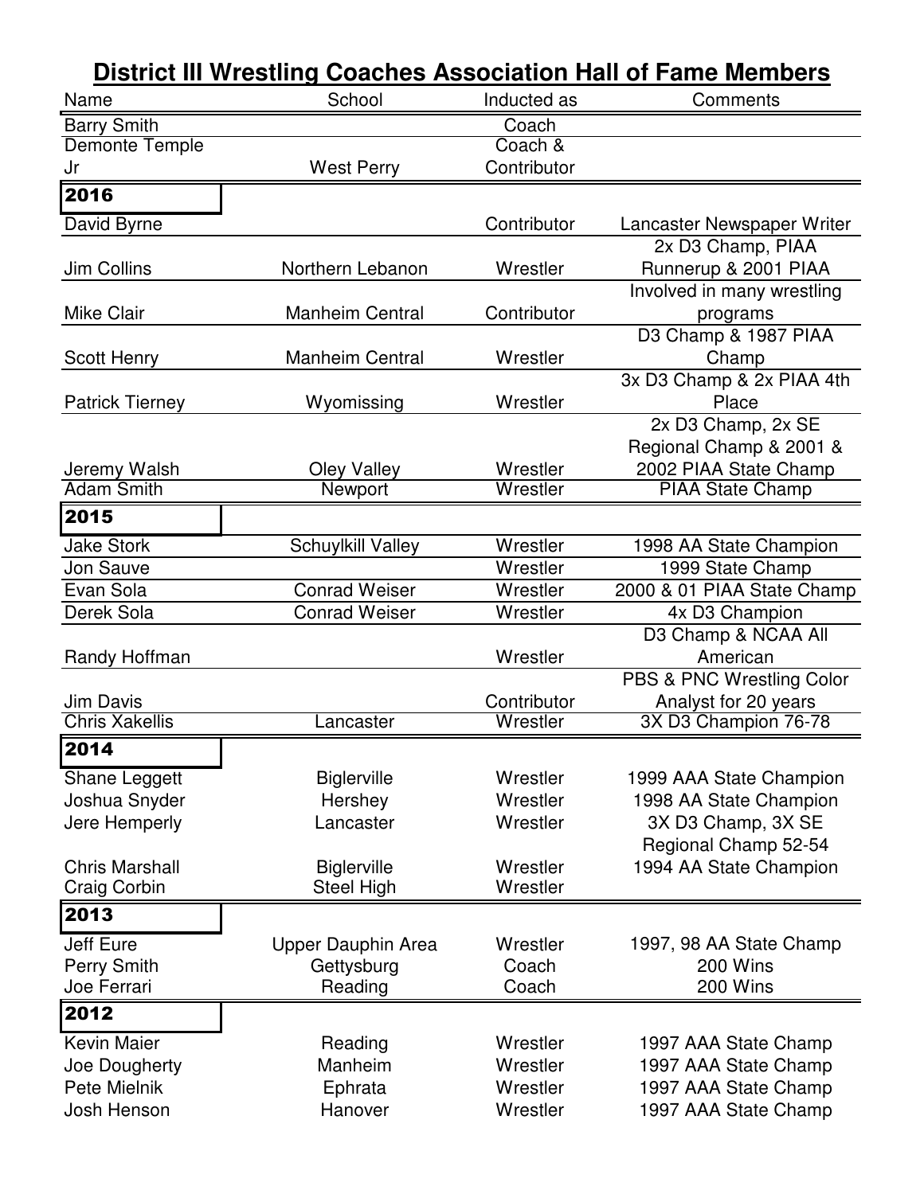# District III Wrestling Coaches Association Hall of Fame Members

| Name | School | Inducted as | Comments |
|---|---|---|---|
| Barry Smith | | Coach | |
| Demonte Temple Jr | West Perry | Coach & Contributor | |
| **2016** | | | |
| David Byrne | | Contributor | Lancaster Newspaper Writer |
| Jim Collins | Northern Lebanon | Wrestler | 2x D3 Champ, PIAA Runnerup & 2001 PIAA |
| Mike Clair | Manheim Central | Contributor | Involved in many wrestling programs |
| Scott Henry | Manheim Central | Wrestler | D3 Champ & 1987 PIAA Champ |
| Patrick Tierney | Wyomissing | Wrestler | 3x D3 Champ & 2x PIAA 4th Place |
| Jeremy Walsh | Oley Valley | Wrestler | 2x D3 Champ, 2x SE Regional Champ & 2001 & 2002 PIAA State Champ |
| Adam Smith | Newport | Wrestler | PIAA State Champ |
| **2015** | | | |
| Jake Stork | Schuylkill Valley | Wrestler | 1998 AA State Champion |
| Jon Sauve | | Wrestler | 1999 State Champ |
| Evan Sola | Conrad Weiser | Wrestler | 2000 & 01 PIAA State Champ |
| Derek Sola | Conrad Weiser | Wrestler | 4x D3 Champion |
| Randy Hoffman | | Wrestler | D3 Champ & NCAA All American |
| Jim Davis | | Contributor | PBS & PNC Wrestling Color Analyst for 20 years |
| Chris Xakellis | Lancaster | Wrestler | 3X D3 Champion 76-78 |
| **2014** | | | |
| Shane Leggett | Biglerville | Wrestler | 1999 AAA State Champion |
| Joshua Snyder | Hershey | Wrestler | 1998 AA State Champion |
| Jere Hemperly | Lancaster | Wrestler | 3X D3 Champ, 3X SE Regional Champ 52-54 |
| Chris Marshall | Biglerville | Wrestler | 1994 AA State Champion |
| Craig Corbin | Steel High | Wrestler | |
| **2013** | | | |
| Jeff Eure | Upper Dauphin Area | Wrestler | 1997, 98 AA State Champ |
| Perry Smith | Gettysburg | Coach | 200 Wins |
| Joe Ferrari | Reading | Coach | 200 Wins |
| **2012** | | | |
| Kevin Maier | Reading | Wrestler | 1997 AAA State Champ |
| Joe Dougherty | Manheim | Wrestler | 1997 AAA State Champ |
| Pete Mielnik | Ephrata | Wrestler | 1997 AAA State Champ |
| Josh Henson | Hanover | Wrestler | 1997 AAA State Champ |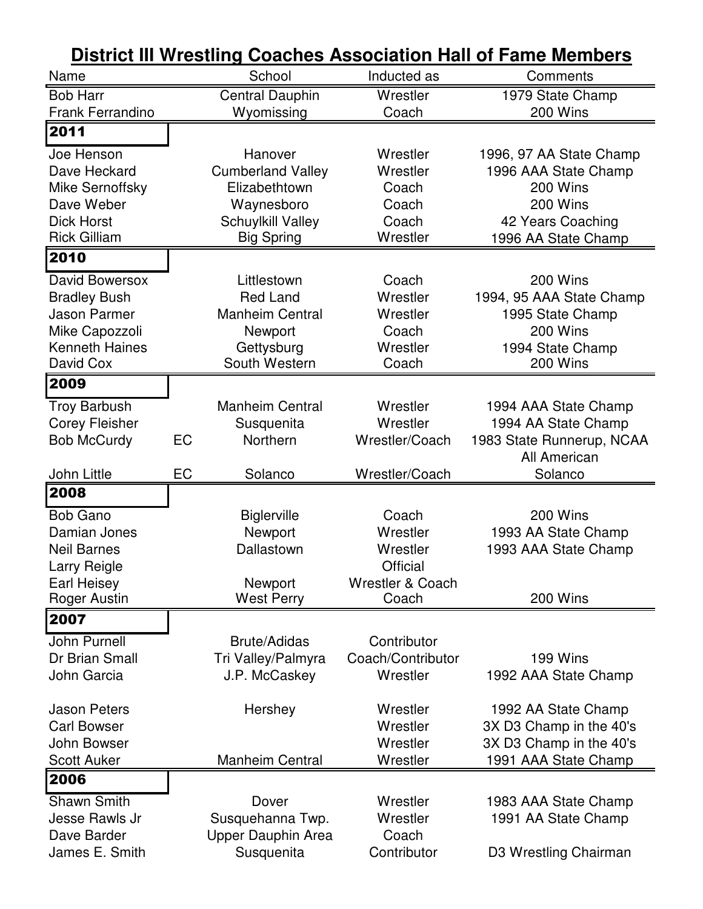# District III Wrestling Coaches Association Hall of Fame Members

| Name | | School | Inducted as | Comments |
|---|---|---|---|---|
| Bob Harr | | Central Dauphin | Wrestler | 1979 State Champ |
| Frank Ferrandino | | Wyomissing | Coach | 200 Wins |
| **2011** | | | | |
| Joe Henson | | Hanover | Wrestler | 1996, 97 AA State Champ |
| Dave Heckard | | Cumberland Valley | Wrestler | 1996 AAA State Champ |
| Mike Sernoffsky | | Elizabethtown | Coach | 200 Wins |
| Dave Weber | | Waynesboro | Coach | 200 Wins |
| Dick Horst | | Schuylkill Valley | Coach | 42 Years Coaching |
| Rick Gilliam | | Big Spring | Wrestler | 1996 AA State Champ |
| **2010** | | | | |
| David Bowersox | | Littlestown | Coach | 200 Wins |
| Bradley Bush | | Red Land | Wrestler | 1994, 95 AAA State Champ |
| Jason Parmer | | Manheim Central | Wrestler | 1995 State Champ |
| Mike Capozzoli | | Newport | Coach | 200 Wins |
| Kenneth Haines | | Gettysburg | Wrestler | 1994 State Champ |
| David Cox | | South Western | Coach | 200 Wins |
| **2009** | | | | |
| Troy Barbush | | Manheim Central | Wrestler | 1994 AAA State Champ |
| Corey Fleisher | | Susquenita | Wrestler | 1994 AA State Champ |
| Bob McCurdy | EC | Northern | Wrestler/Coach | 1983 State Runnerup, NCAA All American |
| John Little | EC | Solanco | Wrestler/Coach | Solanco |
| **2008** | | | | |
| Bob Gano | | Biglerville | Coach | 200 Wins |
| Damian Jones | | Newport | Wrestler | 1993 AA State Champ |
| Neil Barnes | | Dallastown | Wrestler | 1993 AAA State Champ |
| Larry Reigle | | | Official | |
| Earl Heisey | | Newport | Wrestler & Coach | |
| Roger Austin | | West Perry | Coach | 200 Wins |
| **2007** | | | | |
| John Purnell | | Brute/Adidas | Contributor | |
| Dr Brian Small | | Tri Valley/Palmyra | Coach/Contributor | 199 Wins |
| John Garcia | | J.P. McCaskey | Wrestler | 1992 AAA State Champ |
| Jason Peters | | Hershey | Wrestler | 1992 AA State Champ |
| Carl Bowser | | | Wrestler | 3X D3 Champ in the 40's |
| John Bowser | | | Wrestler | 3X D3 Champ in the 40's |
| Scott Auker | | Manheim Central | Wrestler | 1991 AAA State Champ |
| **2006** | | | | |
| Shawn Smith | | Dover | Wrestler | 1983 AAA State Champ |
| Jesse Rawls Jr | | Susquehanna Twp. | Wrestler | 1991 AA State Champ |
| Dave Barder | | Upper Dauphin Area | Coach | |
| James E. Smith | | Susquenita | Contributor | D3 Wrestling Chairman |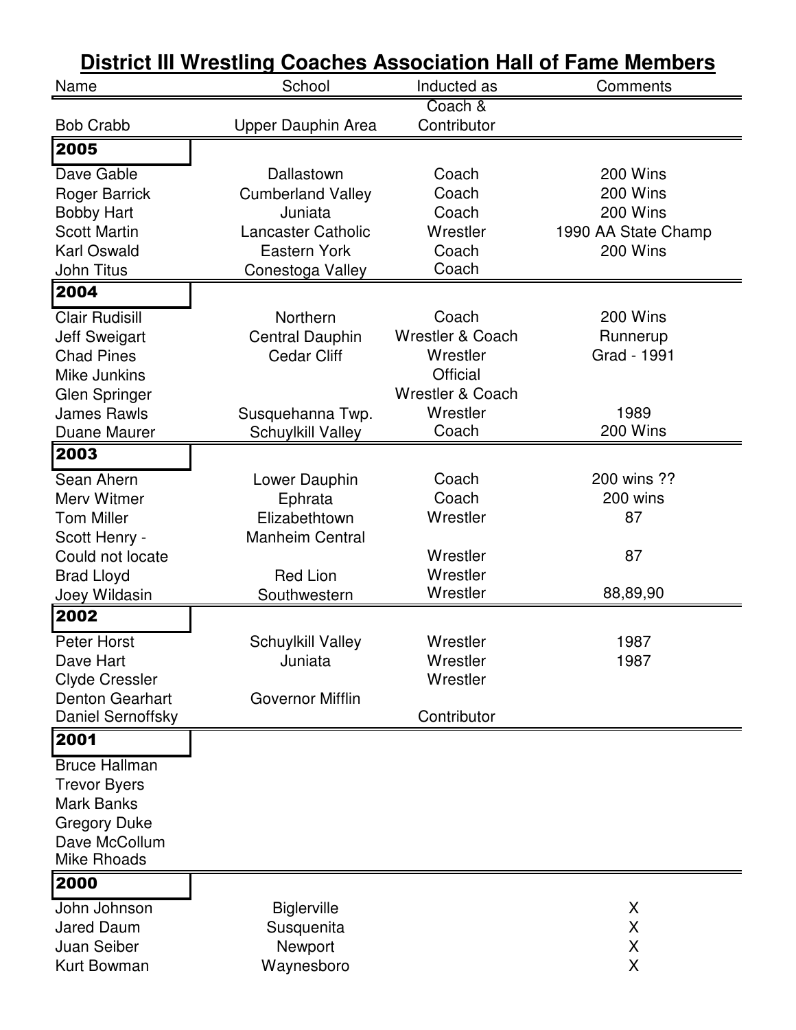# District III Wrestling Coaches Association Hall of Fame Members

| Name | School | Inducted as | Comments |
|---|---|---|---|
| Bob Crabb | Upper Dauphin Area | Coach & Contributor | |
| **2005** | | | |
| Dave Gable | Dallastown | Coach | 200 Wins |
| Roger Barrick | Cumberland Valley | Coach | 200 Wins |
| Bobby Hart | Juniata | Coach | 200 Wins |
| Scott Martin | Lancaster Catholic | Wrestler | 1990 AA State Champ |
| Karl Oswald | Eastern York | Coach | 200 Wins |
| John Titus | Conestoga Valley | Coach | |
| **2004** | | | |
| Clair Rudisill | Northern | Coach | 200 Wins |
| Jeff Sweigart | Central Dauphin | Wrestler & Coach | Runnerup |
| Chad Pines | Cedar Cliff | Wrestler | Grad - 1991 |
| Mike Junkins | | Official | |
| Glen Springer | | Wrestler & Coach | |
| James Rawls | Susquehanna Twp. | Wrestler | 1989 |
| Duane Maurer | Schuylkill Valley | Coach | 200 Wins |
| **2003** | | | |
| Sean Ahern | Lower Dauphin | Coach | 200 wins ?? |
| Merv Witmer | Ephrata | Coach | 200 wins |
| Tom Miller | Elizabethtown | Wrestler | 87 |
| Scott Henry - Could not locate | Manheim Central | Wrestler | 87 |
| Brad Lloyd | Red Lion | Wrestler | |
| Joey Wildasin | Southwestern | Wrestler | 88,89,90 |
| **2002** | | | |
| Peter Horst | Schuylkill Valley | Wrestler | 1987 |
| Dave Hart | Juniata | Wrestler | 1987 |
| Clyde Cressler | | Wrestler | |
| Denton Gearhart | Governor Mifflin | | |
| Daniel Sernoffsky | | Contributor | |
| **2001** | | | |
| Bruce Hallman | | | |
| Trevor Byers | | | |
| Mark Banks | | | |
| Gregory Duke | | | |
| Dave McCollum | | | |
| Mike Rhoads | | | |
| **2000** | | | |
| John Johnson | Biglerville | | X |
| Jared Daum | Susquenita | | X |
| Juan Seiber | Newport | | X |
| Kurt Bowman | Waynesboro | | X |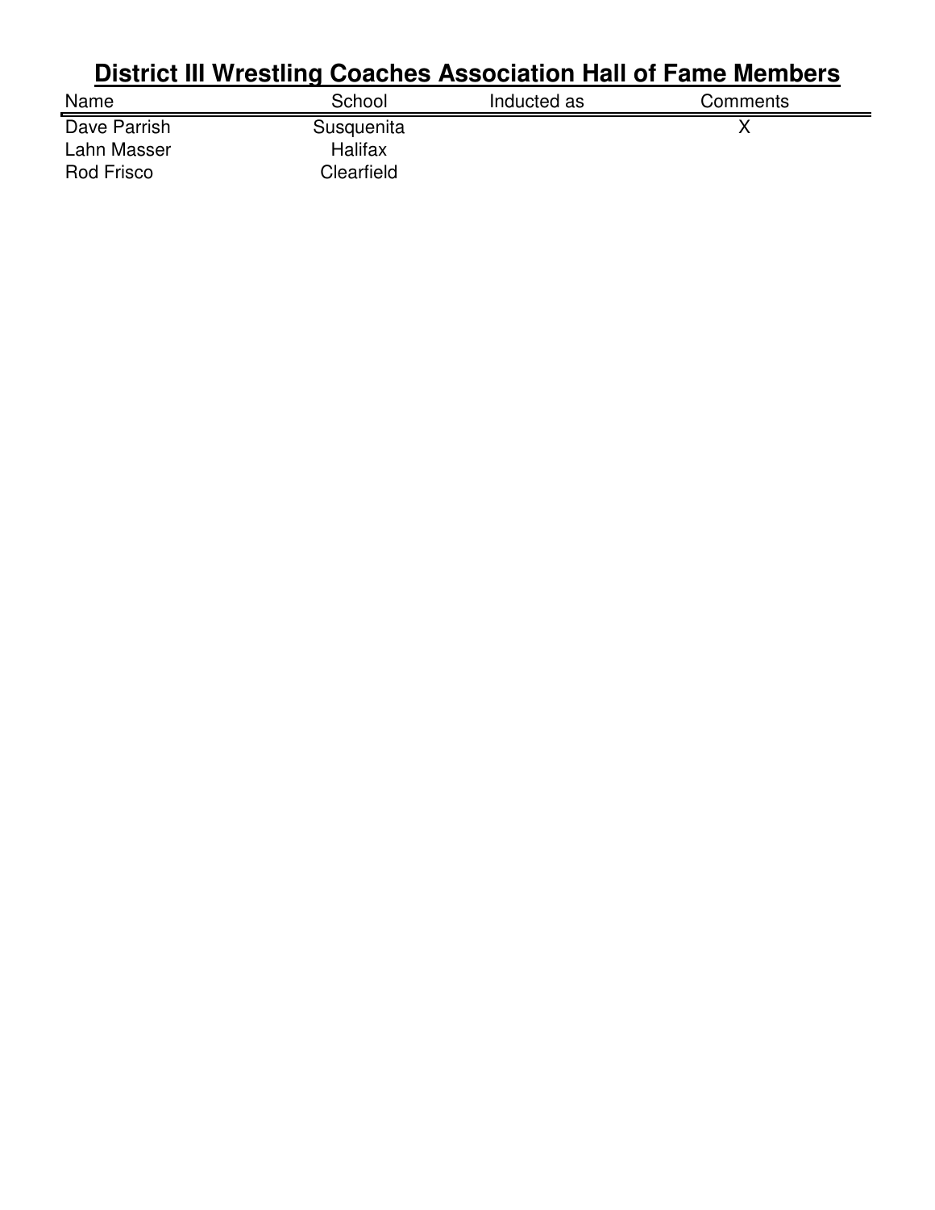# District III Wrestling Coaches Association Hall of Fame Members

| Name | School | Inducted as | Comments |
|---|---|---|---|
| Dave Parrish | Susquenita | | X |
| Lahn Masser | Halifax | | |
| Rod Frisco | Clearfield | | |